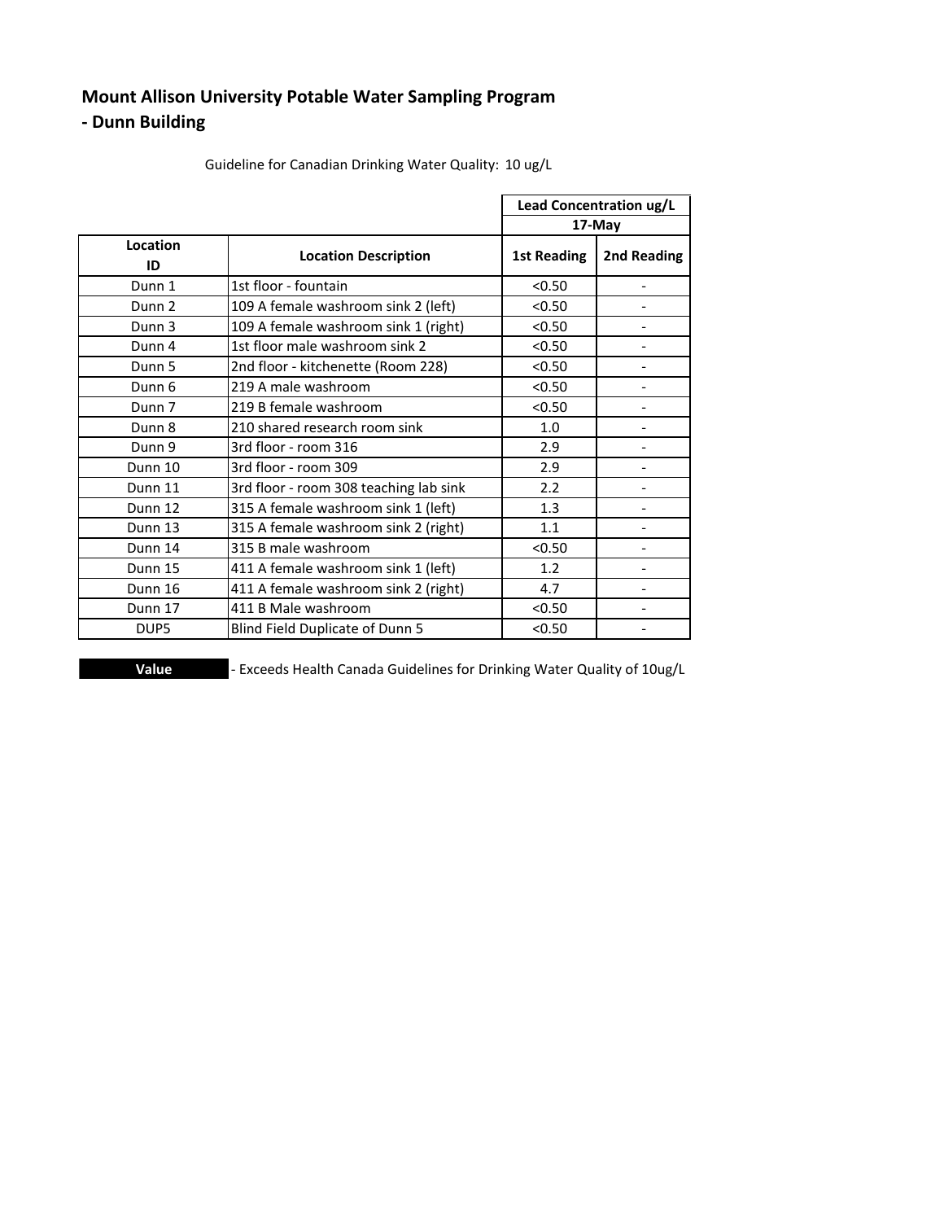## Mount Allison University Potable Water Sampling Program
## - Dunn Building

Guideline for Canadian Drinking Water Quality: 10 ug/L

| Location ID | Location Description | Lead Concentration ug/L | |
|---|---|---|---|
| | | 17-May | |
| | | 1st Reading | 2nd Reading |
| Dunn 1 | 1st floor - fountain | <0.50 | - |
| Dunn 2 | 109 A female washroom sink 2 (left) | <0.50 | - |
| Dunn 3 | 109 A female washroom sink 1 (right) | <0.50 | - |
| Dunn 4 | 1st floor male washroom sink 2 | <0.50 | - |
| Dunn 5 | 2nd floor - kitchenette (Room 228) | <0.50 | - |
| Dunn 6 | 219 A male washroom | <0.50 | - |
| Dunn 7 | 219 B female washroom | <0.50 | - |
| Dunn 8 | 210 shared research room sink | 1.0 | - |
| Dunn 9 | 3rd floor - room 316 | 2.9 | - |
| Dunn 10 | 3rd floor - room 309 | 2.9 | - |
| Dunn 11 | 3rd floor - room 308 teaching lab sink | 2.2 | - |
| Dunn 12 | 315 A female washroom sink 1 (left) | 1.3 | - |
| Dunn 13 | 315 A female washroom sink 2 (right) | 1.1 | - |
| Dunn 14 | 315 B male washroom | <0.50 | - |
| Dunn 15 | 411 A female washroom sink 1 (left) | 1.2 | - |
| Dunn 16 | 411 A female washroom sink 2 (right) | 4.7 | - |
| Dunn 17 | 411 B Male washroom | <0.50 | - |
| DUP5 | Blind Field Duplicate of Dunn 5 | <0.50 | - |

**Value** - Exceeds Health Canada Guidelines for Drinking Water Quality of 10ug/L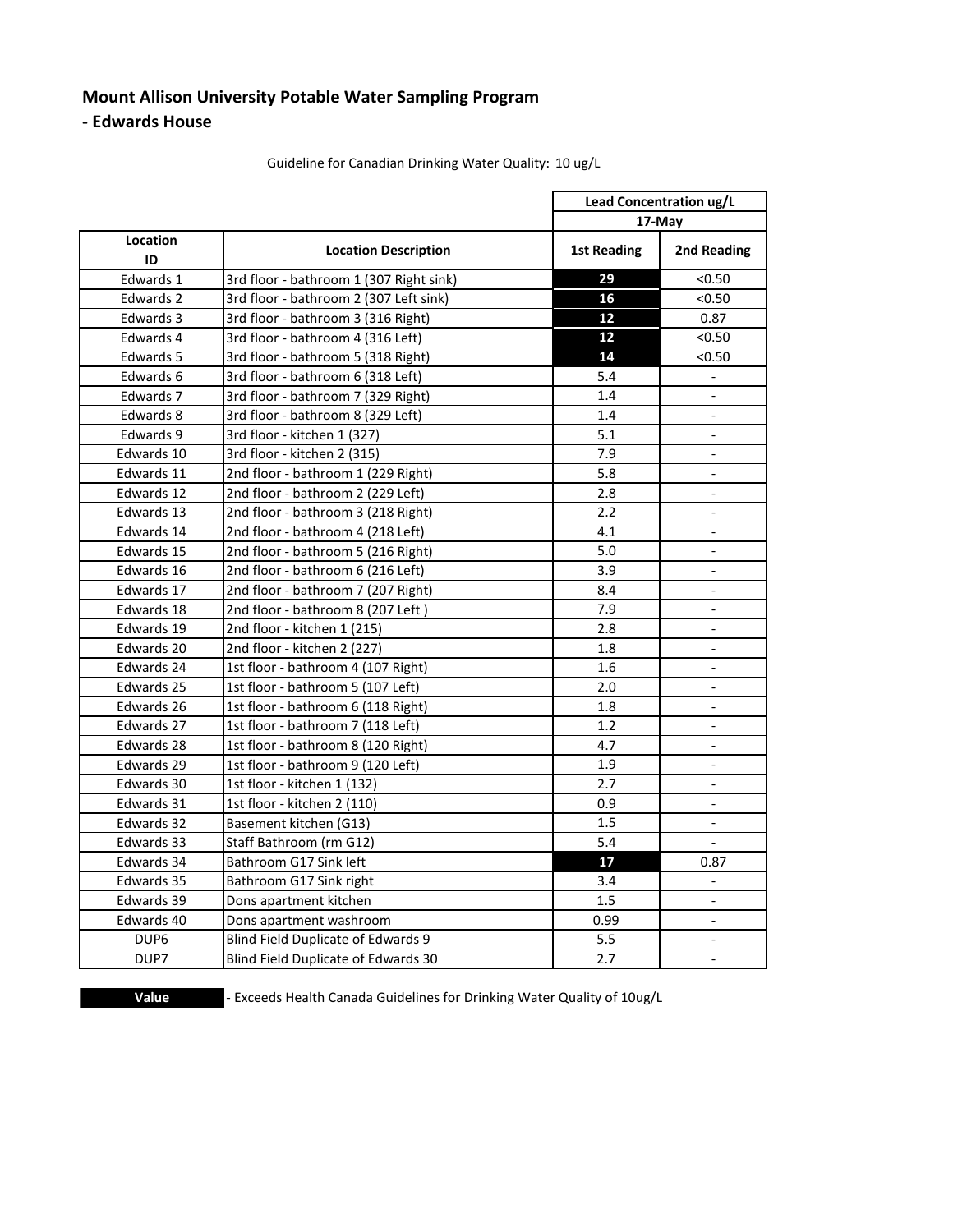# Mount Allison University Potable Water Sampling Program

## - Edwards House

Guideline for Canadian Drinking Water Quality: 10 ug/L

| Location ID | Location Description | Lead Concentration ug/L | |
|---|---|---|---|
| | | 17-May | |
| | | 1st Reading | 2nd Reading |
| Edwards 1 | 3rd floor - bathroom 1 (307 Right sink) | **29** | <0.50 |
| Edwards 2 | 3rd floor - bathroom 2 (307 Left sink) | **16** | <0.50 |
| Edwards 3 | 3rd floor - bathroom 3 (316 Right) | **12** | 0.87 |
| Edwards 4 | 3rd floor - bathroom 4 (316 Left) | **12** | <0.50 |
| Edwards 5 | 3rd floor - bathroom 5 (318 Right) | **14** | <0.50 |
| Edwards 6 | 3rd floor - bathroom 6 (318 Left) | 5.4 | - |
| Edwards 7 | 3rd floor - bathroom 7 (329 Right) | 1.4 | - |
| Edwards 8 | 3rd floor - bathroom 8 (329 Left) | 1.4 | - |
| Edwards 9 | 3rd floor - kitchen 1 (327) | 5.1 | - |
| Edwards 10 | 3rd floor - kitchen 2 (315) | 7.9 | - |
| Edwards 11 | 2nd floor - bathroom 1 (229 Right) | 5.8 | - |
| Edwards 12 | 2nd floor - bathroom 2 (229 Left) | 2.8 | - |
| Edwards 13 | 2nd floor - bathroom 3 (218 Right) | 2.2 | - |
| Edwards 14 | 2nd floor - bathroom 4 (218 Left) | 4.1 | - |
| Edwards 15 | 2nd floor - bathroom 5 (216 Right) | 5.0 | - |
| Edwards 16 | 2nd floor - bathroom 6 (216 Left) | 3.9 | - |
| Edwards 17 | 2nd floor - bathroom 7 (207 Right) | 8.4 | - |
| Edwards 18 | 2nd floor - bathroom 8 (207 Left ) | 7.9 | - |
| Edwards 19 | 2nd floor - kitchen 1 (215) | 2.8 | - |
| Edwards 20 | 2nd floor - kitchen 2 (227) | 1.8 | - |
| Edwards 24 | 1st floor - bathroom 4 (107 Right) | 1.6 | - |
| Edwards 25 | 1st floor - bathroom 5 (107 Left) | 2.0 | - |
| Edwards 26 | 1st floor - bathroom 6 (118 Right) | 1.8 | - |
| Edwards 27 | 1st floor - bathroom 7 (118 Left) | 1.2 | - |
| Edwards 28 | 1st floor - bathroom 8 (120 Right) | 4.7 | - |
| Edwards 29 | 1st floor - bathroom 9 (120 Left) | 1.9 | - |
| Edwards 30 | 1st floor - kitchen 1 (132) | 2.7 | - |
| Edwards 31 | 1st floor - kitchen 2 (110) | 0.9 | - |
| Edwards 32 | Basement kitchen (G13) | 1.5 | - |
| Edwards 33 | Staff Bathroom (rm G12) | 5.4 | - |
| Edwards 34 | Bathroom G17 Sink left | **17** | 0.87 |
| Edwards 35 | Bathroom G17 Sink right | 3.4 | - |
| Edwards 39 | Dons apartment kitchen | 1.5 | - |
| Edwards 40 | Dons apartment washroom | 0.99 | - |
| DUP6 | Blind Field Duplicate of Edwards 9 | 5.5 | - |
| DUP7 | Blind Field Duplicate of Edwards 30 | 2.7 | - |

**Value** - Exceeds Health Canada Guidelines for Drinking Water Quality of 10ug/L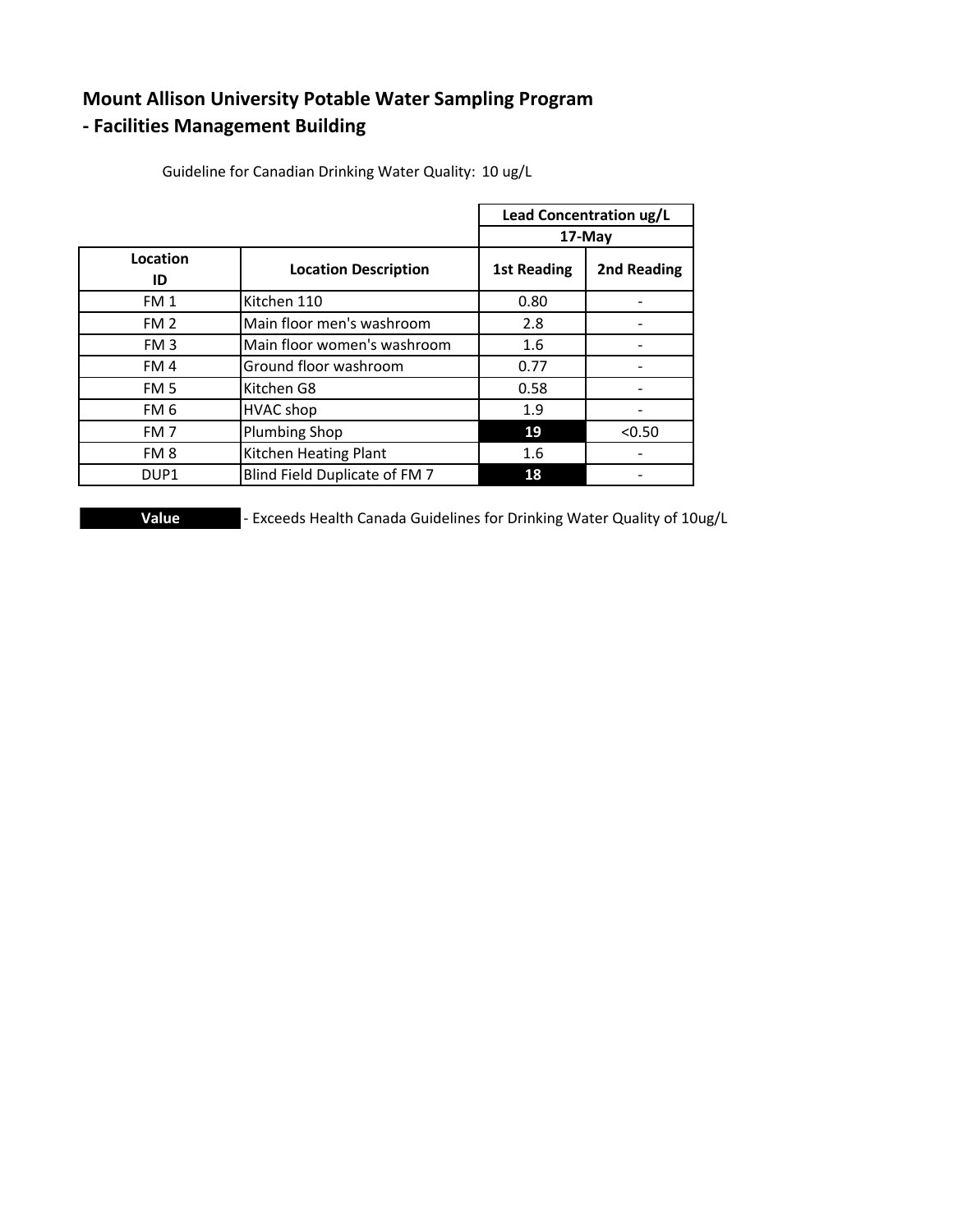# Mount Allison University Potable Water Sampling Program
## - Facilities Management Building

Guideline for Canadian Drinking Water Quality: 10 ug/L

| | | Lead Concentration ug/L | |
|---|---|---|---|
| | | 17-May | |
| Location ID | Location Description | 1st Reading | 2nd Reading |
| FM 1 | Kitchen 110 | 0.80 | - |
| FM 2 | Main floor men's washroom | 2.8 | - |
| FM 3 | Main floor women's washroom | 1.6 | - |
| FM 4 | Ground floor washroom | 0.77 | - |
| FM 5 | Kitchen G8 | 0.58 | - |
| FM 6 | HVAC shop | 1.9 | - |
| FM 7 | Plumbing Shop | **19** | <0.50 |
| FM 8 | Kitchen Heating Plant | 1.6 | - |
| DUP1 | Blind Field Duplicate of FM 7 | **18** | - |

**Value** - Exceeds Health Canada Guidelines for Drinking Water Quality of 10ug/L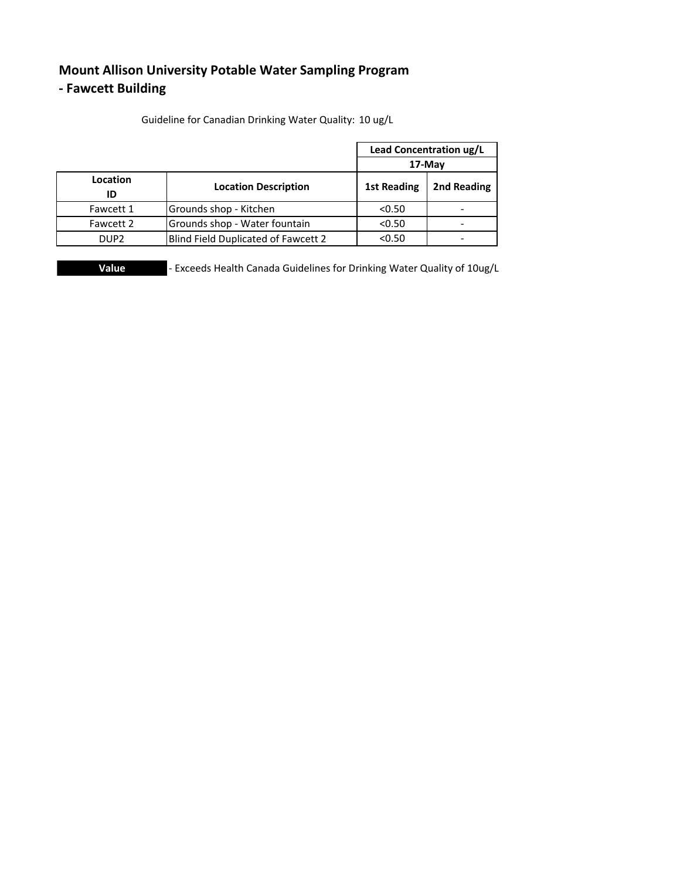## Mount Allison University Potable Water Sampling Program
## - Fawcett Building

Guideline for Canadian Drinking Water Quality: 10 ug/L

| Location ID | Location Description | Lead Concentration ug/L 17-May | |
|---|---|---|---|
| | | 1st Reading | 2nd Reading |
| Fawcett 1 | Grounds shop - Kitchen | <0.50 | - |
| Fawcett 2 | Grounds shop - Water fountain | <0.50 | - |
| DUP2 | Blind Field Duplicated of Fawcett 2 | <0.50 | - |

**Value** - Exceeds Health Canada Guidelines for Drinking Water Quality of 10ug/L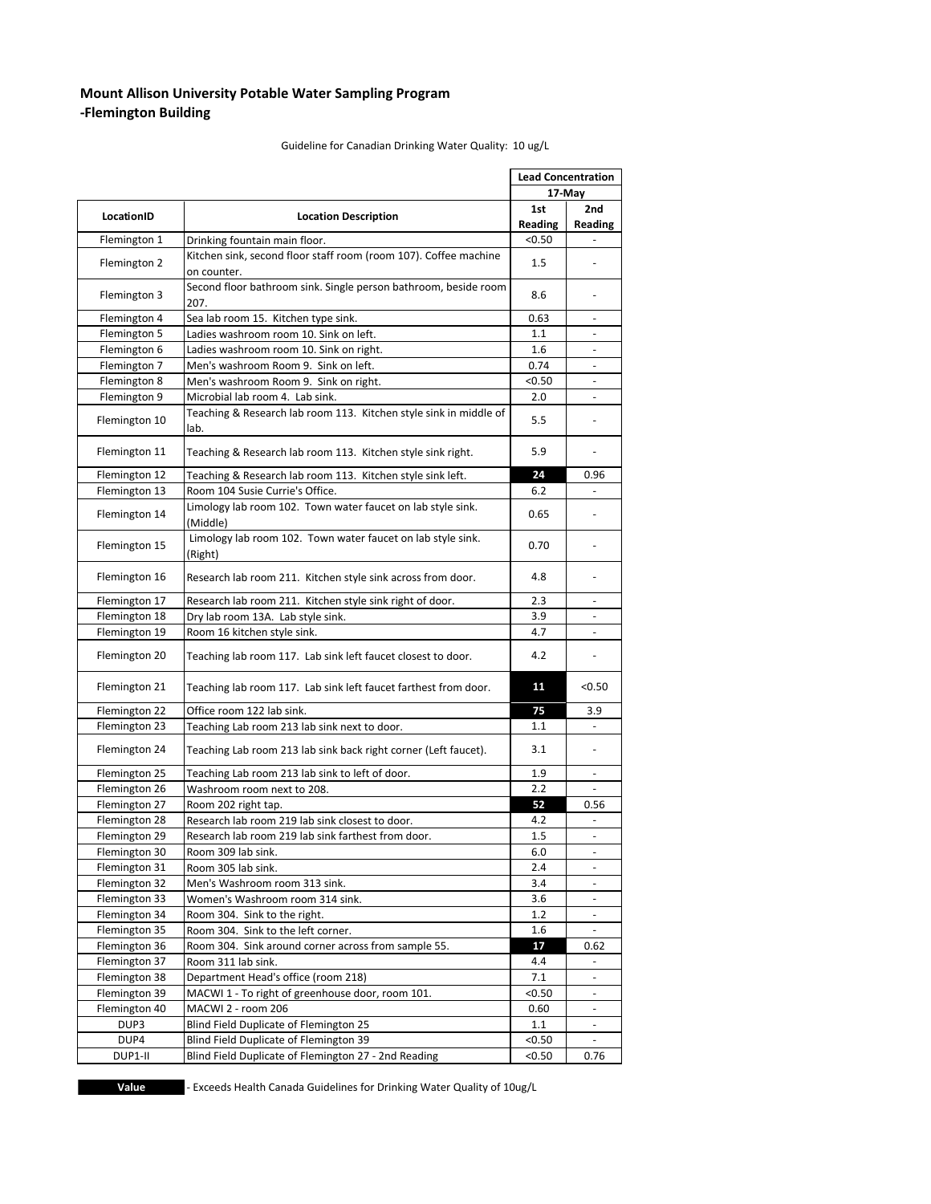**Mount Allison University Potable Water Sampling Program**
**-Flemington Building**

Guideline for Canadian Drinking Water Quality: 10 ug/L

| LocationID | Location Description | Lead Concentration 17-May 1st Reading | Lead Concentration 17-May 2nd Reading |
|---|---|---|---|
| Flemington 1 | Drinking fountain main floor. | <0.50 | - |
| Flemington 2 | Kitchen sink, second floor staff room (room 107). Coffee machine on counter. | 1.5 | - |
| Flemington 3 | Second floor bathroom sink. Single person bathroom, beside room 207. | 8.6 | - |
| Flemington 4 | Sea lab room 15. Kitchen type sink. | 0.63 | - |
| Flemington 5 | Ladies washroom room 10. Sink on left. | 1.1 | - |
| Flemington 6 | Ladies washroom room 10. Sink on right. | 1.6 | - |
| Flemington 7 | Men's washroom Room 9. Sink on left. | 0.74 | - |
| Flemington 8 | Men's washroom Room 9. Sink on right. | <0.50 | - |
| Flemington 9 | Microbial lab room 4. Lab sink. | 2.0 | - |
| Flemington 10 | Teaching & Research lab room 113. Kitchen style sink in middle of lab. | 5.5 | - |
| Flemington 11 | Teaching & Research lab room 113. Kitchen style sink right. | 5.9 | - |
| Flemington 12 | Teaching & Research lab room 113. Kitchen style sink left. | **24** | 0.96 |
| Flemington 13 | Room 104 Susie Currie's Office. | 6.2 | - |
| Flemington 14 | Limology lab room 102. Town water faucet on lab style sink. (Middle) | 0.65 | - |
| Flemington 15 | Limology lab room 102. Town water faucet on lab style sink. (Right) | 0.70 | - |
| Flemington 16 | Research lab room 211. Kitchen style sink across from door. | 4.8 | - |
| Flemington 17 | Research lab room 211. Kitchen style sink right of door. | 2.3 | - |
| Flemington 18 | Dry lab room 13A. Lab style sink. | 3.9 | - |
| Flemington 19 | Room 16 kitchen style sink. | 4.7 | - |
| Flemington 20 | Teaching lab room 117. Lab sink left faucet closest to door. | 4.2 | - |
| Flemington 21 | Teaching lab room 117. Lab sink left faucet farthest from door. | **11** | <0.50 |
| Flemington 22 | Office room 122 lab sink. | **75** | 3.9 |
| Flemington 23 | Teaching Lab room 213 lab sink next to door. | 1.1 | - |
| Flemington 24 | Teaching Lab room 213 lab sink back right corner (Left faucet). | 3.1 | - |
| Flemington 25 | Teaching Lab room 213 lab sink to left of door. | 1.9 | - |
| Flemington 26 | Washroom room next to 208. | 2.2 | - |
| Flemington 27 | Room 202 right tap. | **52** | 0.56 |
| Flemington 28 | Research lab room 219 lab sink closest to door. | 4.2 | - |
| Flemington 29 | Research lab room 219 lab sink farthest from door. | 1.5 | - |
| Flemington 30 | Room 309 lab sink. | 6.0 | - |
| Flemington 31 | Room 305 lab sink. | 2.4 | - |
| Flemington 32 | Men's Washroom room 313 sink. | 3.4 | - |
| Flemington 33 | Women's Washroom room 314 sink. | 3.6 | - |
| Flemington 34 | Room 304. Sink to the right. | 1.2 | - |
| Flemington 35 | Room 304. Sink to the left corner. | 1.6 | - |
| Flemington 36 | Room 304. Sink around corner across from sample 55. | **17** | 0.62 |
| Flemington 37 | Room 311 lab sink. | 4.4 | - |
| Flemington 38 | Department Head's office (room 218) | 7.1 | - |
| Flemington 39 | MACWI 1 - To right of greenhouse door, room 101. | <0.50 | - |
| Flemington 40 | MACWI 2 - room 206 | 0.60 | - |
| DUP3 | Blind Field Duplicate of Flemington 25 | 1.1 | - |
| DUP4 | Blind Field Duplicate of Flemington 39 | <0.50 | - |
| DUP1-II | Blind Field Duplicate of Flemington 27 - 2nd Reading | <0.50 | 0.76 |

**Value** - Exceeds Health Canada Guidelines for Drinking Water Quality of 10ug/L